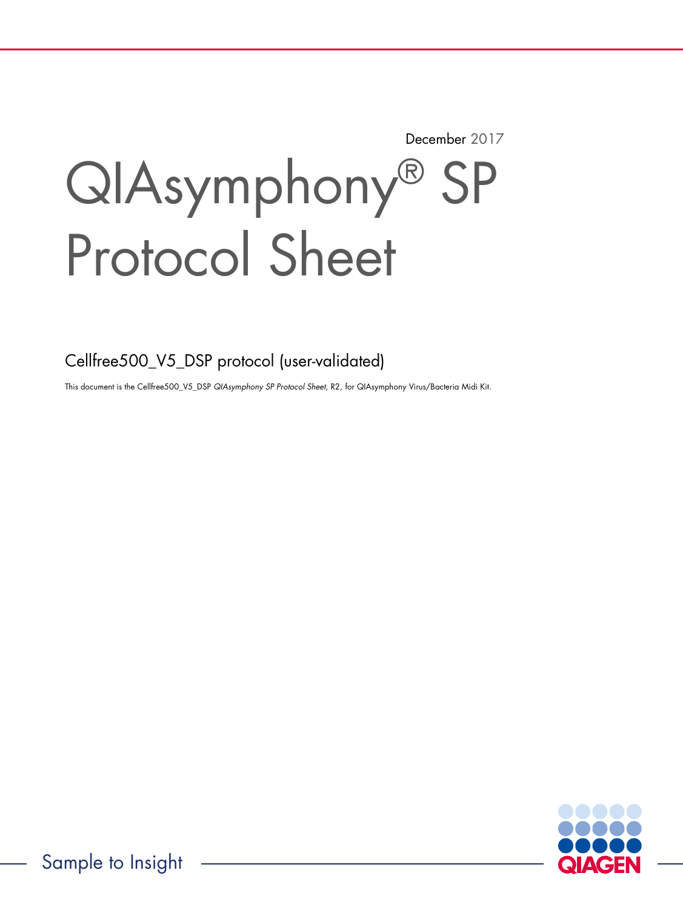December 2017

# QIAsymphony® SP Protocol Sheet

## Cellfree500_V5_DSP protocol (user-validated)

This document is the Cellfree500_V5_DSP *QIAsymphony SP Protocol Sheet*, R2, for QIAsymphony Virus/Bacteria Midi Kit.

Sample to Insight

QIAGEN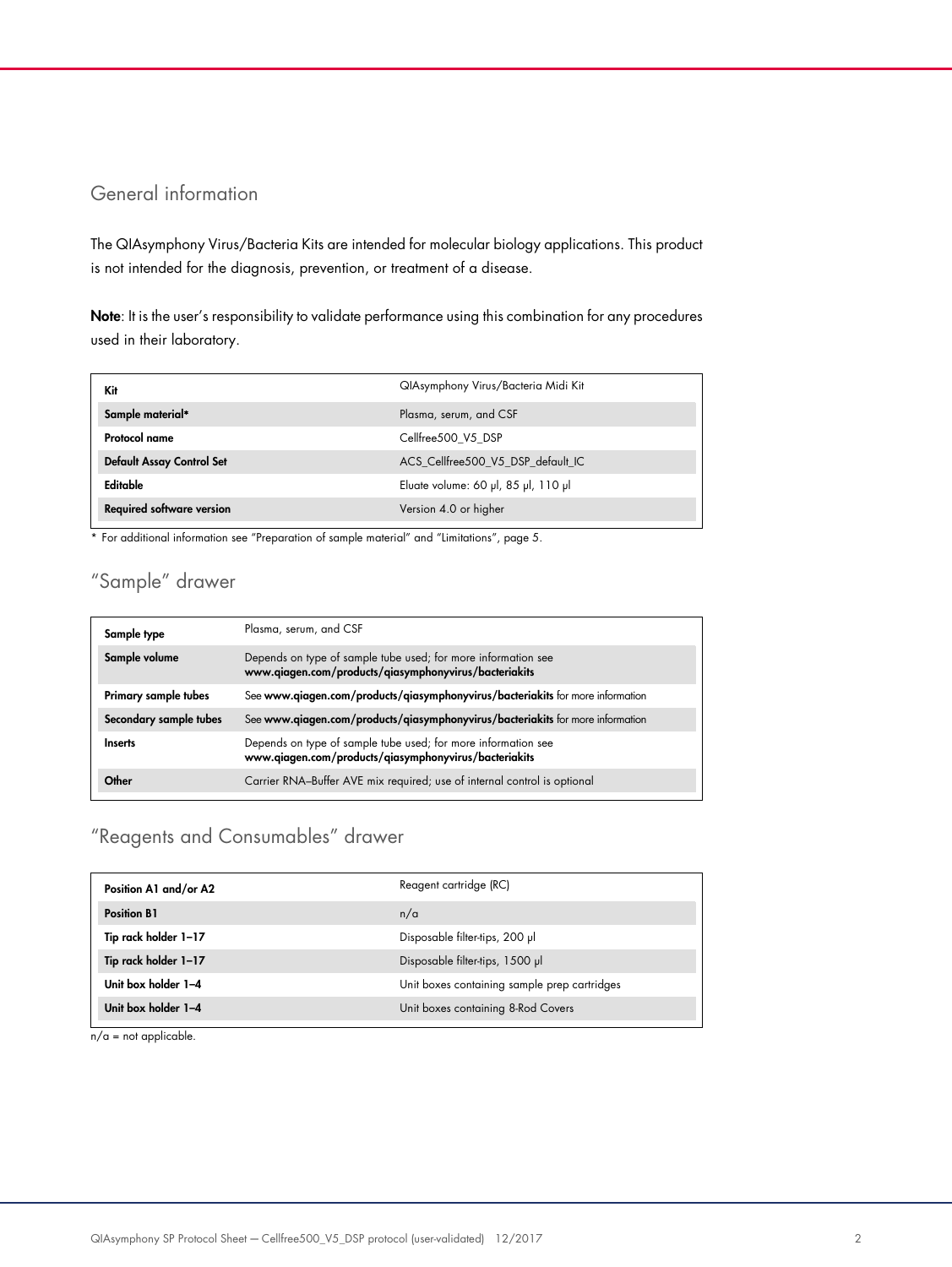## General information

The QIAsymphony Virus/Bacteria Kits are intended for molecular biology applications. This product is not intended for the diagnosis, prevention, or treatment of a disease.

**Note**: It is the user's responsibility to validate performance using this combination for any procedures used in their laboratory.

| | |
|---|---|
| **Kit** | QIAsymphony Virus/Bacteria Midi Kit |
| **Sample material*** | Plasma, serum, and CSF |
| **Protocol name** | Cellfree500_V5_DSP |
| **Default Assay Control Set** | ACS_Cellfree500_V5_DSP_default_IC |
| **Editable** | Eluate volume: 60 µl, 85 µl, 110 µl |
| **Required software version** | Version 4.0 or higher |

\* For additional information see "Preparation of sample material" and "Limitations", page 5.

## "Sample" drawer

| | |
|---|---|
| **Sample type** | Plasma, serum, and CSF |
| **Sample volume** | Depends on type of sample tube used; for more information see **www.qiagen.com/products/qiasymphonyvirus/bacteriakits** |
| **Primary sample tubes** | See **www.qiagen.com/products/qiasymphonyvirus/bacteriakits** for more information |
| **Secondary sample tubes** | See **www.qiagen.com/products/qiasymphonyvirus/bacteriakits** for more information |
| **Inserts** | Depends on type of sample tube used; for more information see **www.qiagen.com/products/qiasymphonyvirus/bacteriakits** |
| **Other** | Carrier RNA–Buffer AVE mix required; use of internal control is optional |

## "Reagents and Consumables" drawer

| | |
|---|---|
| **Position A1 and/or A2** | Reagent cartridge (RC) |
| **Position B1** | n/a |
| **Tip rack holder 1–17** | Disposable filter-tips, 200 µl |
| **Tip rack holder 1–17** | Disposable filter-tips, 1500 µl |
| **Unit box holder 1–4** | Unit boxes containing sample prep cartridges |
| **Unit box holder 1–4** | Unit boxes containing 8-Rod Covers |

n/a = not applicable.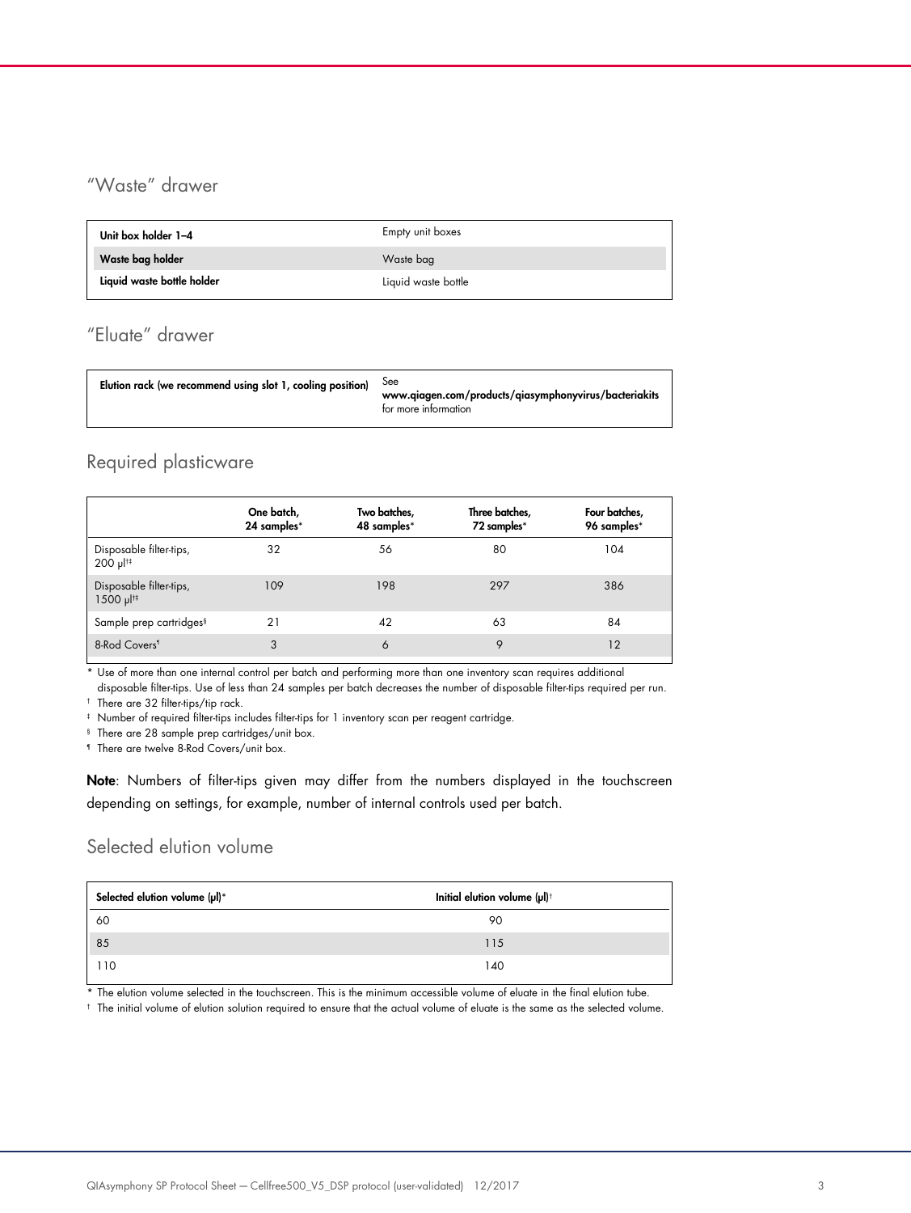## "Waste" drawer

| | |
|---|---|
| **Unit box holder 1–4** | Empty unit boxes |
| **Waste bag holder** | Waste bag |
| **Liquid waste bottle holder** | Liquid waste bottle |

## "Eluate" drawer

| | |
|---|---|
| **Elution rack (we recommend using slot 1, cooling position)** | See **www.qiagen.com/products/qiasymphonyvirus/bacteriakits** for more information |

## Required plasticware

| | One batch, 24 samples* | Two batches, 48 samples* | Three batches, 72 samples* | Four batches, 96 samples* |
|---|---|---|---|---|
| Disposable filter-tips, 200 µl†‡ | 32 | 56 | 80 | 104 |
| Disposable filter-tips, 1500 µl†‡ | 109 | 198 | 297 | 386 |
| Sample prep cartridges§ | 21 | 42 | 63 | 84 |
| 8-Rod Covers¶ | 3 | 6 | 9 | 12 |

\* Use of more than one internal control per batch and performing more than one inventory scan requires additional disposable filter-tips. Use of less than 24 samples per batch decreases the number of disposable filter-tips required per run.

† There are 32 filter-tips/tip rack.

‡ Number of required filter-tips includes filter-tips for 1 inventory scan per reagent cartridge.

§ There are 28 sample prep cartridges/unit box.

¶ There are twelve 8-Rod Covers/unit box.

**Note**: Numbers of filter-tips given may differ from the numbers displayed in the touchscreen depending on settings, for example, number of internal controls used per batch.

## Selected elution volume

| Selected elution volume (µl)* | Initial elution volume (µl)† |
|---|---|
| 60 | 90 |
| 85 | 115 |
| 110 | 140 |

\* The elution volume selected in the touchscreen. This is the minimum accessible volume of eluate in the final elution tube.

† The initial volume of elution solution required to ensure that the actual volume of eluate is the same as the selected volume.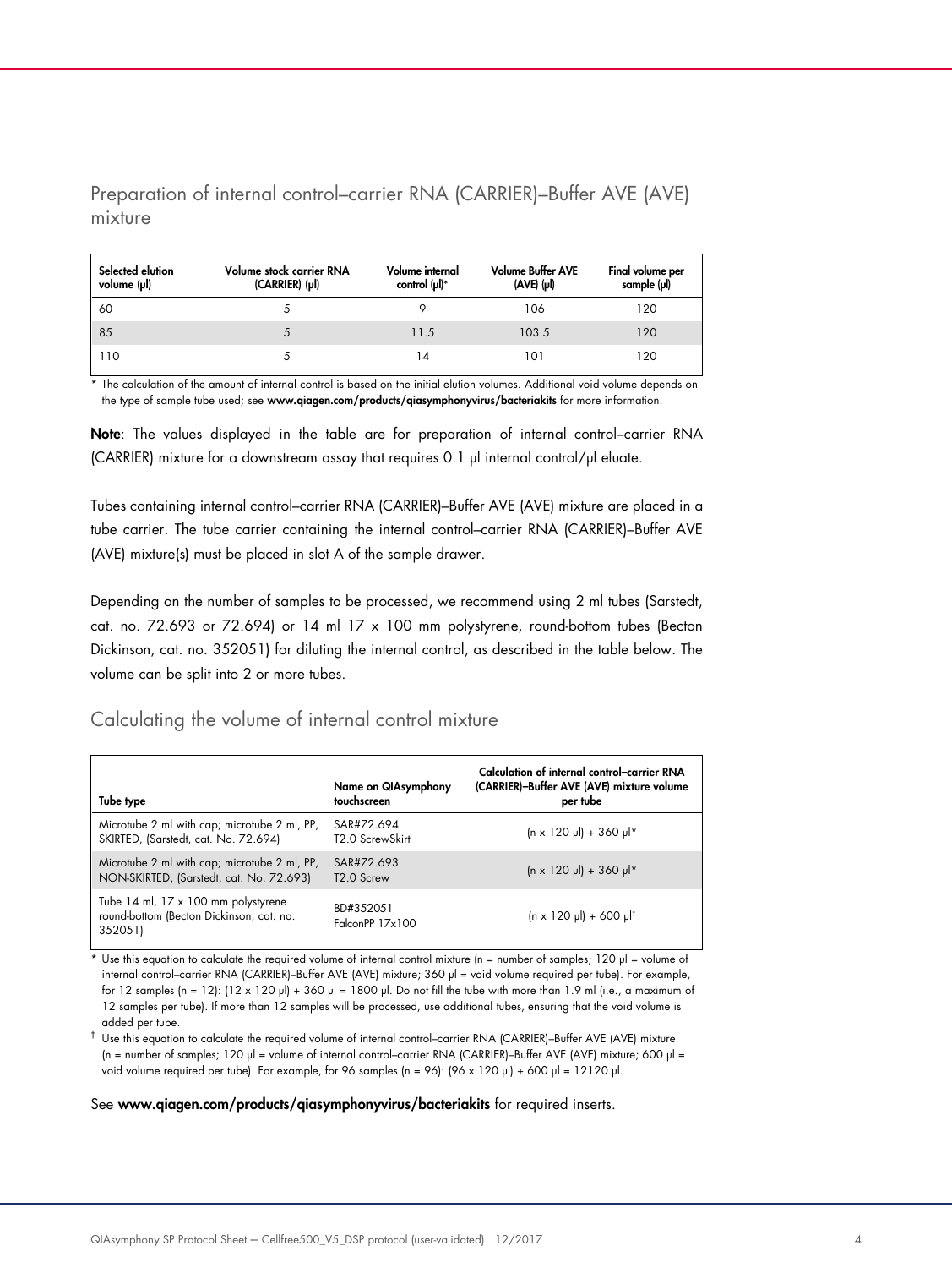## Preparation of internal control–carrier RNA (CARRIER)–Buffer AVE (AVE) mixture

| Selected elution volume (µl) | Volume stock carrier RNA (CARRIER) (µl) | Volume internal control (µl)* | Volume Buffer AVE (AVE) (µl) | Final volume per sample (µl) |
|---|---|---|---|---|
| 60 | 5 | 9 | 106 | 120 |
| 85 | 5 | 11.5 | 103.5 | 120 |
| 110 | 5 | 14 | 101 | 120 |

\* The calculation of the amount of internal control is based on the initial elution volumes. Additional void volume depends on the type of sample tube used; see **www.qiagen.com/products/qiasymphonyvirus/bacteriakits** for more information.

**Note**: The values displayed in the table are for preparation of internal control–carrier RNA (CARRIER) mixture for a downstream assay that requires 0.1 µl internal control/µl eluate.

Tubes containing internal control–carrier RNA (CARRIER)–Buffer AVE (AVE) mixture are placed in a tube carrier. The tube carrier containing the internal control–carrier RNA (CARRIER)–Buffer AVE (AVE) mixture(s) must be placed in slot A of the sample drawer.

Depending on the number of samples to be processed, we recommend using 2 ml tubes (Sarstedt, cat. no. 72.693 or 72.694) or 14 ml 17 x 100 mm polystyrene, round-bottom tubes (Becton Dickinson, cat. no. 352051) for diluting the internal control, as described in the table below. The volume can be split into 2 or more tubes.

## Calculating the volume of internal control mixture

| Tube type | Name on QIAsymphony touchscreen | Calculation of internal control–carrier RNA (CARRIER)–Buffer AVE (AVE) mixture volume per tube |
|---|---|---|
| Microtube 2 ml with cap; microtube 2 ml, PP, SKIRTED, (Sarstedt, cat. No. 72.694) | SAR#72.694 T2.0 ScrewSkirt | (n x 120 µl) + 360 µl* |
| Microtube 2 ml with cap; microtube 2 ml, PP, NON-SKIRTED, (Sarstedt, cat. No. 72.693) | SAR#72.693 T2.0 Screw | (n x 120 µl) + 360 µl* |
| Tube 14 ml, 17 x 100 mm polystyrene round-bottom (Becton Dickinson, cat. no. 352051) | BD#352051 FalconPP 17x100 | (n x 120 µl) + 600 µl† |

\* Use this equation to calculate the required volume of internal control mixture (n = number of samples; 120 µl = volume of internal control–carrier RNA (CARRIER)–Buffer AVE (AVE) mixture; 360 µl = void volume required per tube). For example, for 12 samples (n = 12): (12 x 120 µl) + 360 µl = 1800 µl. Do not fill the tube with more than 1.9 ml (i.e., a maximum of 12 samples per tube). If more than 12 samples will be processed, use additional tubes, ensuring that the void volume is added per tube.

† Use this equation to calculate the required volume of internal control–carrier RNA (CARRIER)–Buffer AVE (AVE) mixture (n = number of samples; 120 µl = volume of internal control–carrier RNA (CARRIER)–Buffer AVE (AVE) mixture; 600 µl = void volume required per tube). For example, for 96 samples (n = 96): (96 x 120 µl) + 600 µl = 12120 µl.

See **www.qiagen.com/products/qiasymphonyvirus/bacteriakits** for required inserts.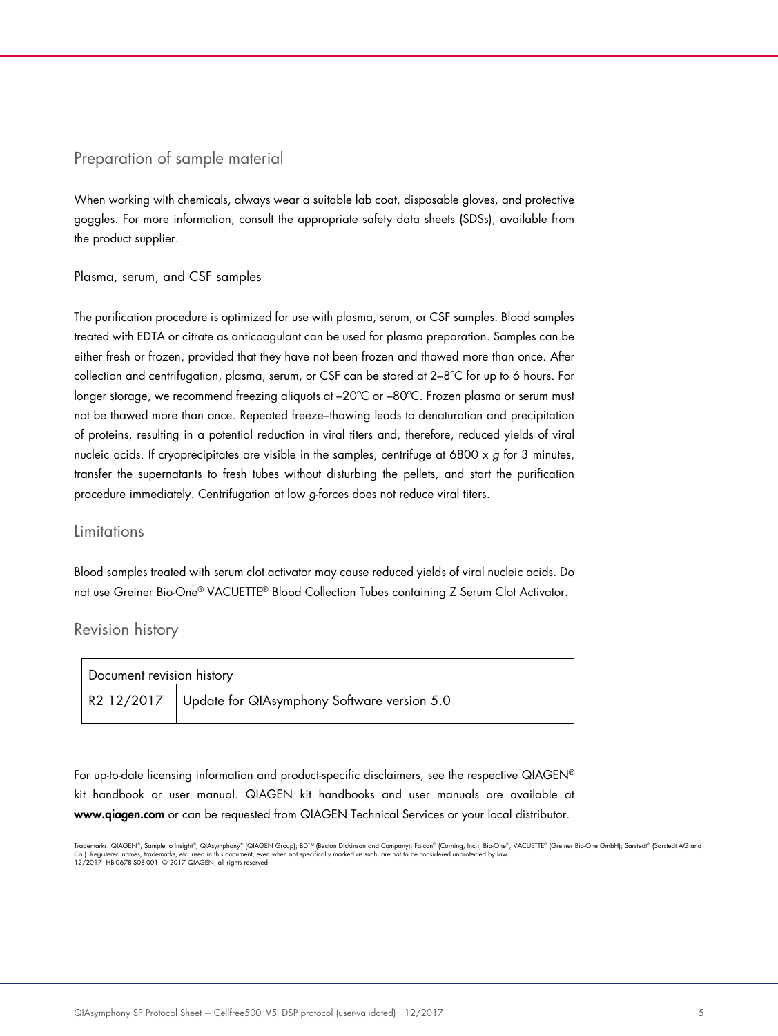## Preparation of sample material

When working with chemicals, always wear a suitable lab coat, disposable gloves, and protective goggles. For more information, consult the appropriate safety data sheets (SDSs), available from the product supplier.

### Plasma, serum, and CSF samples

The purification procedure is optimized for use with plasma, serum, or CSF samples. Blood samples treated with EDTA or citrate as anticoagulant can be used for plasma preparation. Samples can be either fresh or frozen, provided that they have not been frozen and thawed more than once. After collection and centrifugation, plasma, serum, or CSF can be stored at 2–8°C for up to 6 hours. For longer storage, we recommend freezing aliquots at –20°C or –80°C. Frozen plasma or serum must not be thawed more than once. Repeated freeze–thawing leads to denaturation and precipitation of proteins, resulting in a potential reduction in viral titers and, therefore, reduced yields of viral nucleic acids. If cryoprecipitates are visible in the samples, centrifuge at 6800 x *g* for 3 minutes, transfer the supernatants to fresh tubes without disturbing the pellets, and start the purification procedure immediately. Centrifugation at low *g*-forces does not reduce viral titers.

## Limitations

Blood samples treated with serum clot activator may cause reduced yields of viral nucleic acids. Do not use Greiner Bio-One® VACUETTE® Blood Collection Tubes containing Z Serum Clot Activator.

## Revision history

| Document revision history | |
|---|---|
| R2 12/2017 | Update for QIAsymphony Software version 5.0 |

For up-to-date licensing information and product-specific disclaimers, see the respective QIAGEN® kit handbook or user manual. QIAGEN kit handbooks and user manuals are available at **www.qiagen.com** or can be requested from QIAGEN Technical Services or your local distributor.

Trademarks: QIAGEN®, Sample to Insight®, QIAsymphony® (QIAGEN Group); BD™ (Becton Dickinson and Company); Falcon® (Corning, Inc.); Bio-One®, VACUETTE® (Greiner Bio-One GmbH); Sarstedt® (Sarstedt AG and Co.). Registered names, trademarks, etc. used in this document, even when not specifically marked as such, are not to be considered unprotected by law.
12/2017 HB-0678-S08-001 © 2017 QIAGEN, all rights reserved.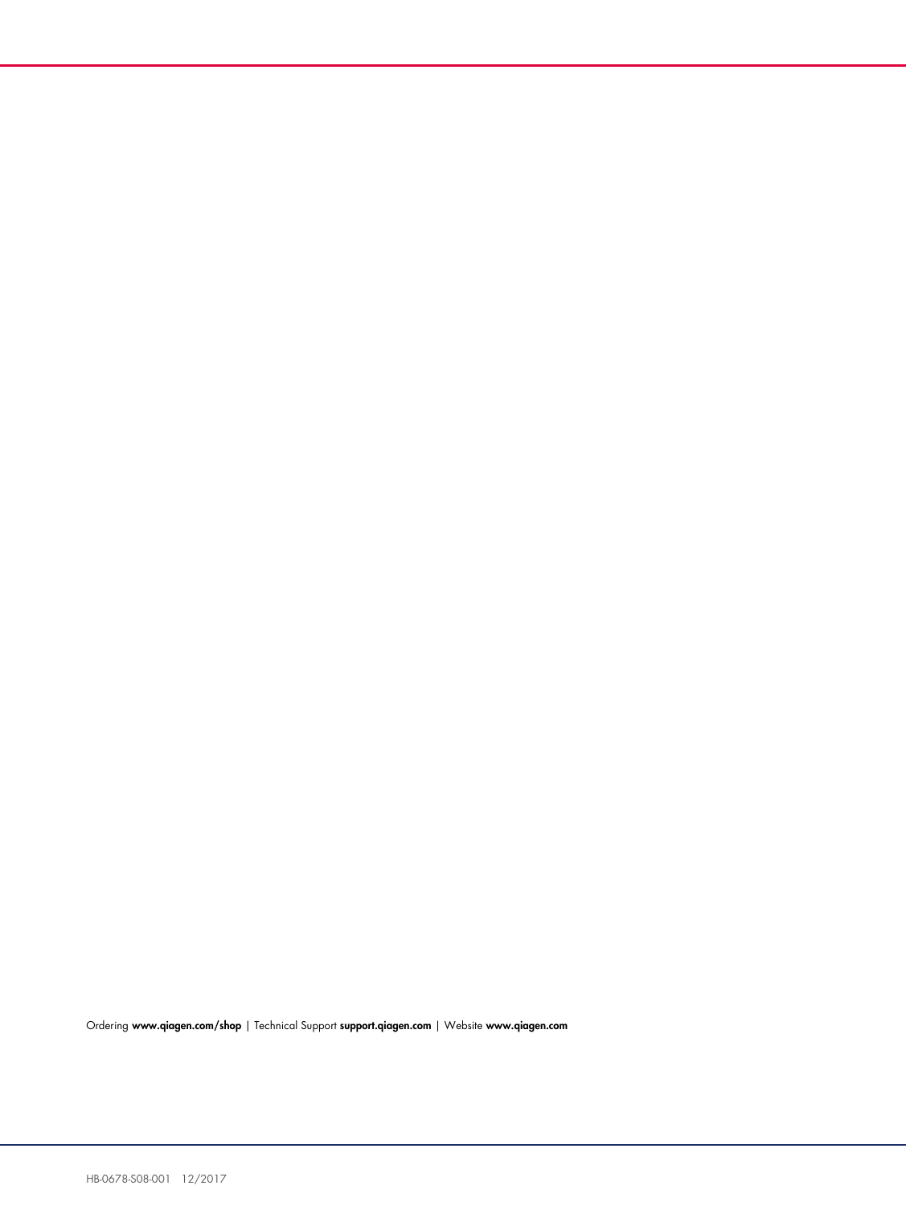Ordering **www.qiagen.com/shop** | Technical Support **support.qiagen.com** | Website **www.qiagen.com**

HB-0678-S08-001 12/2017